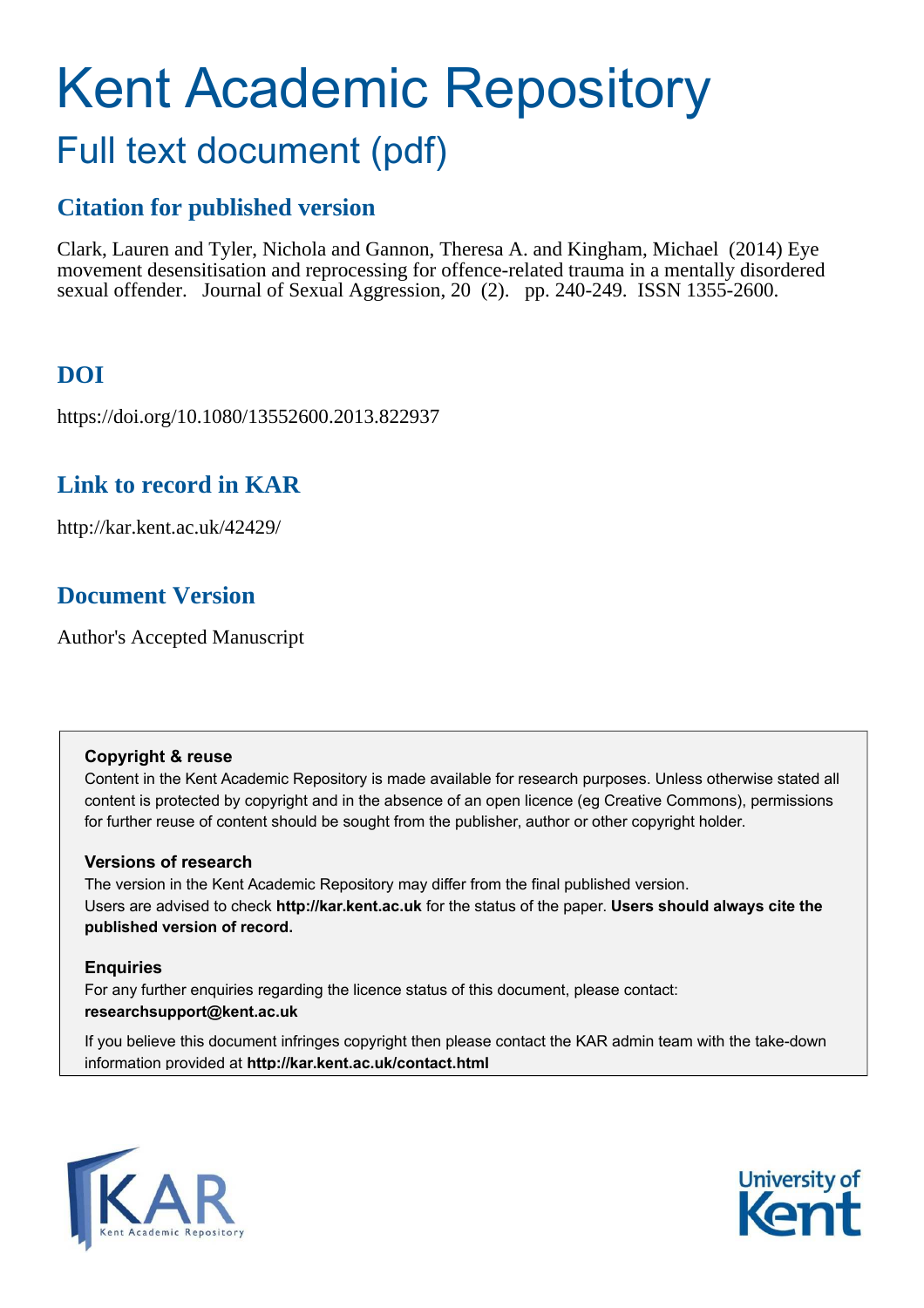# Kent Academic Repository

## Full text document (pdf)

### Citation for published version

Clark, Lauren and Tyler, Nichola and Gannon, Theresa A. and Kingham, Michael (2014) Eye movement desensitisation and reprocessing for offence-related trauma in a mentally disordered sexual offender. Journal of Sexual Aggression, 20 (2). pp. 240-249. ISSN 1355-2600.

### DOI

https://doi.org/10.1080/13552600.2013.822937

### Link to record in KAR

http://kar.kent.ac.uk/42429/

### Document Version

Author's Accepted Manuscript

**Copyright & reuse**

Content in the Kent Academic Repository is made available for research purposes. Unless otherwise stated all content is protected by copyright and in the absence of an open licence (eg Creative Commons), permissions for further reuse of content should be sought from the publisher, author or other copyright holder.

**Versions of research**

The version in the Kent Academic Repository may differ from the final published version.
Users are advised to check **http://kar.kent.ac.uk** for the status of the paper. **Users should always cite the published version of record.**

**Enquiries**

For any further enquiries regarding the licence status of this document, please contact:
**researchsupport@kent.ac.uk**

If you believe this document infringes copyright then please contact the KAR admin team with the take-down information provided at **http://kar.kent.ac.uk/contact.html**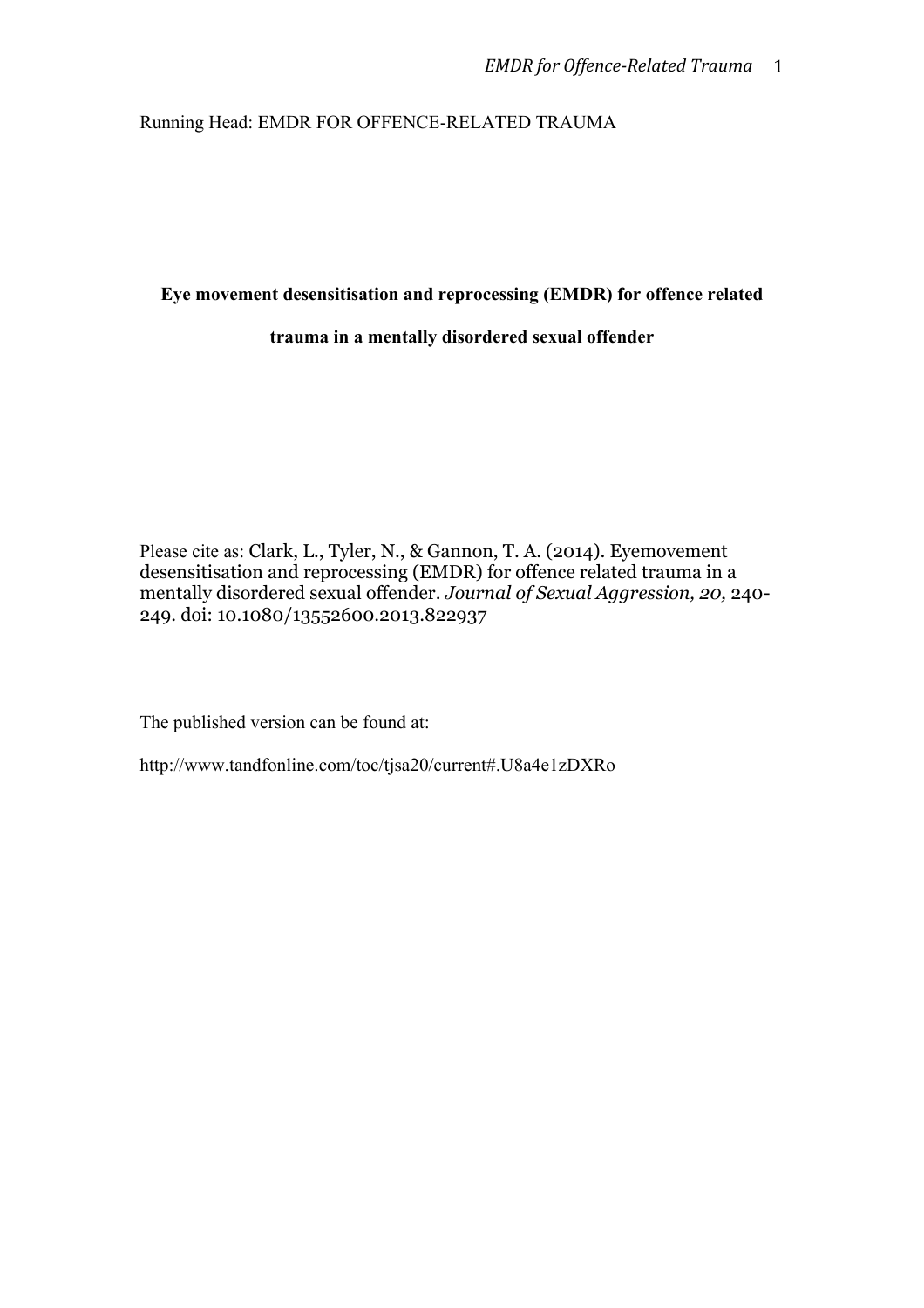Running Head: EMDR FOR OFFENCE-RELATED TRAUMA

**Eye movement desensitisation and reprocessing (EMDR) for offence related trauma in a mentally disordered sexual offender**

Please cite as: Clark, L., Tyler, N., & Gannon, T. A. (2014). Eyemovement desensitisation and reprocessing (EMDR) for offence related trauma in a mentally disordered sexual offender. *Journal of Sexual Aggression, 20,* 240-249. doi: 10.1080/13552600.2013.822937

The published version can be found at:

http://www.tandfonline.com/toc/tjsa20/current#.U8a4e1zDXRo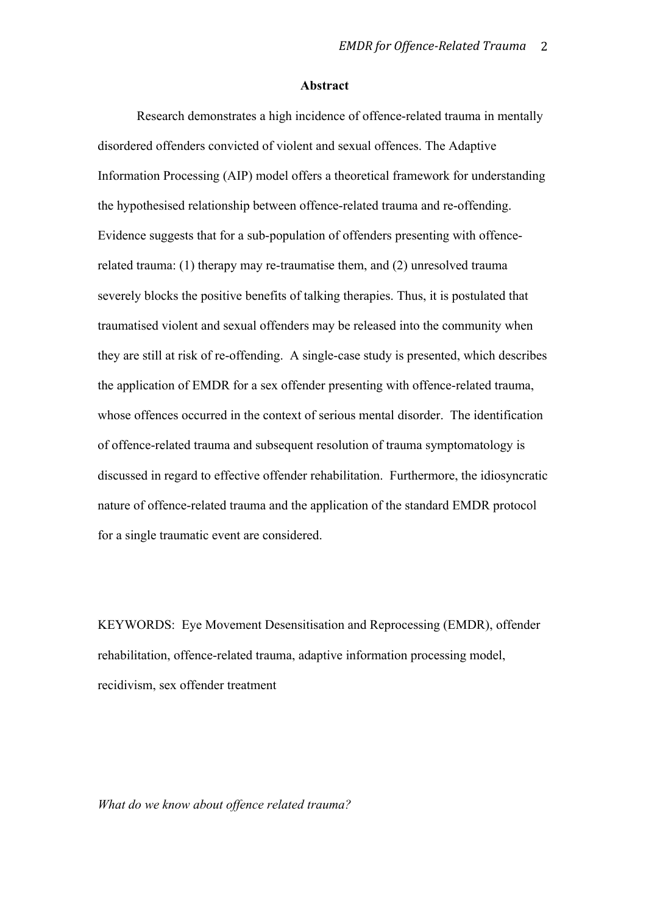## Abstract

Research demonstrates a high incidence of offence-related trauma in mentally disordered offenders convicted of violent and sexual offences. The Adaptive Information Processing (AIP) model offers a theoretical framework for understanding the hypothesised relationship between offence-related trauma and re-offending. Evidence suggests that for a sub-population of offenders presenting with offence-related trauma: (1) therapy may re-traumatise them, and (2) unresolved trauma severely blocks the positive benefits of talking therapies. Thus, it is postulated that traumatised violent and sexual offenders may be released into the community when they are still at risk of re-offending. A single-case study is presented, which describes the application of EMDR for a sex offender presenting with offence-related trauma, whose offences occurred in the context of serious mental disorder. The identification of offence-related trauma and subsequent resolution of trauma symptomatology is discussed in regard to effective offender rehabilitation. Furthermore, the idiosyncratic nature of offence-related trauma and the application of the standard EMDR protocol for a single traumatic event are considered.

KEYWORDS: Eye Movement Desensitisation and Reprocessing (EMDR), offender rehabilitation, offence-related trauma, adaptive information processing model, recidivism, sex offender treatment

*What do we know about offence related trauma?*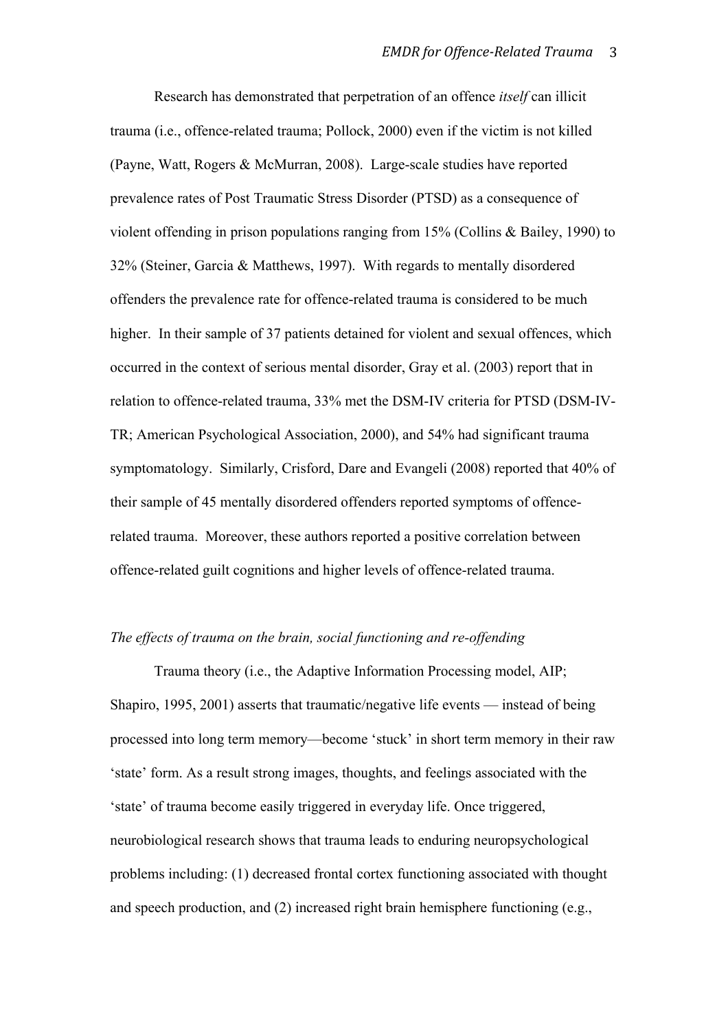Research has demonstrated that perpetration of an offence *itself* can illicit trauma (i.e., offence-related trauma; Pollock, 2000) even if the victim is not killed (Payne, Watt, Rogers & McMurran, 2008). Large-scale studies have reported prevalence rates of Post Traumatic Stress Disorder (PTSD) as a consequence of violent offending in prison populations ranging from 15% (Collins & Bailey, 1990) to 32% (Steiner, Garcia & Matthews, 1997). With regards to mentally disordered offenders the prevalence rate for offence-related trauma is considered to be much higher. In their sample of 37 patients detained for violent and sexual offences, which occurred in the context of serious mental disorder, Gray et al. (2003) report that in relation to offence-related trauma, 33% met the DSM-IV criteria for PTSD (DSM-IV-TR; American Psychological Association, 2000), and 54% had significant trauma symptomatology. Similarly, Crisford, Dare and Evangeli (2008) reported that 40% of their sample of 45 mentally disordered offenders reported symptoms of offence-related trauma. Moreover, these authors reported a positive correlation between offence-related guilt cognitions and higher levels of offence-related trauma.

*The effects of trauma on the brain, social functioning and re-offending*

Trauma theory (i.e., the Adaptive Information Processing model, AIP; Shapiro, 1995, 2001) asserts that traumatic/negative life events — instead of being processed into long term memory—become 'stuck' in short term memory in their raw 'state' form. As a result strong images, thoughts, and feelings associated with the 'state' of trauma become easily triggered in everyday life. Once triggered, neurobiological research shows that trauma leads to enduring neuropsychological problems including: (1) decreased frontal cortex functioning associated with thought and speech production, and (2) increased right brain hemisphere functioning (e.g.,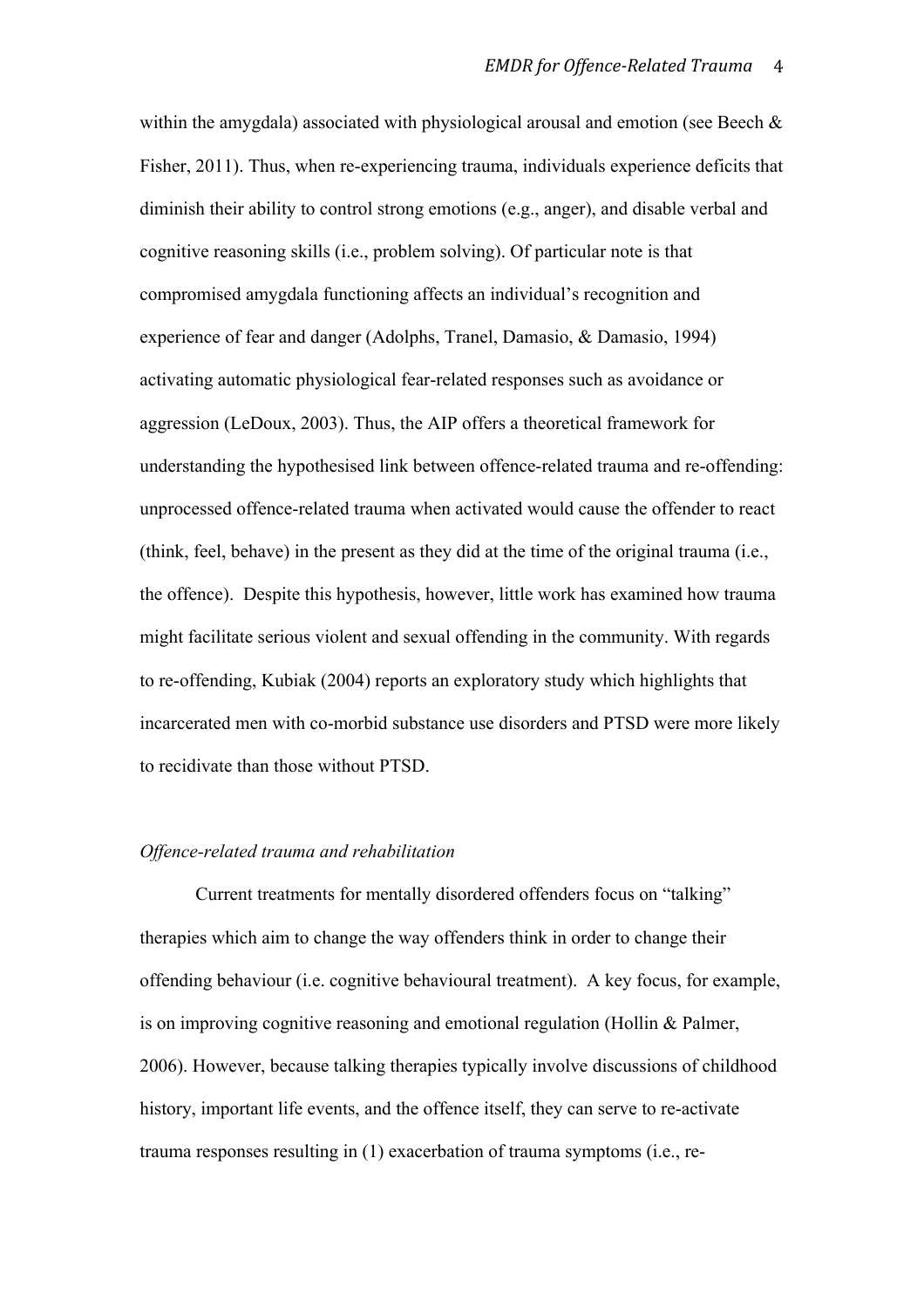within the amygdala) associated with physiological arousal and emotion (see Beech & Fisher, 2011). Thus, when re-experiencing trauma, individuals experience deficits that diminish their ability to control strong emotions (e.g., anger), and disable verbal and cognitive reasoning skills (i.e., problem solving). Of particular note is that compromised amygdala functioning affects an individual's recognition and experience of fear and danger (Adolphs, Tranel, Damasio, & Damasio, 1994) activating automatic physiological fear-related responses such as avoidance or aggression (LeDoux, 2003). Thus, the AIP offers a theoretical framework for understanding the hypothesised link between offence-related trauma and re-offending: unprocessed offence-related trauma when activated would cause the offender to react (think, feel, behave) in the present as they did at the time of the original trauma (i.e., the offence). Despite this hypothesis, however, little work has examined how trauma might facilitate serious violent and sexual offending in the community. With regards to re-offending, Kubiak (2004) reports an exploratory study which highlights that incarcerated men with co-morbid substance use disorders and PTSD were more likely to recidivate than those without PTSD.

### *Offence-related trauma and rehabilitation*

Current treatments for mentally disordered offenders focus on "talking" therapies which aim to change the way offenders think in order to change their offending behaviour (i.e. cognitive behavioural treatment). A key focus, for example, is on improving cognitive reasoning and emotional regulation (Hollin & Palmer, 2006). However, because talking therapies typically involve discussions of childhood history, important life events, and the offence itself, they can serve to re-activate trauma responses resulting in (1) exacerbation of trauma symptoms (i.e., re-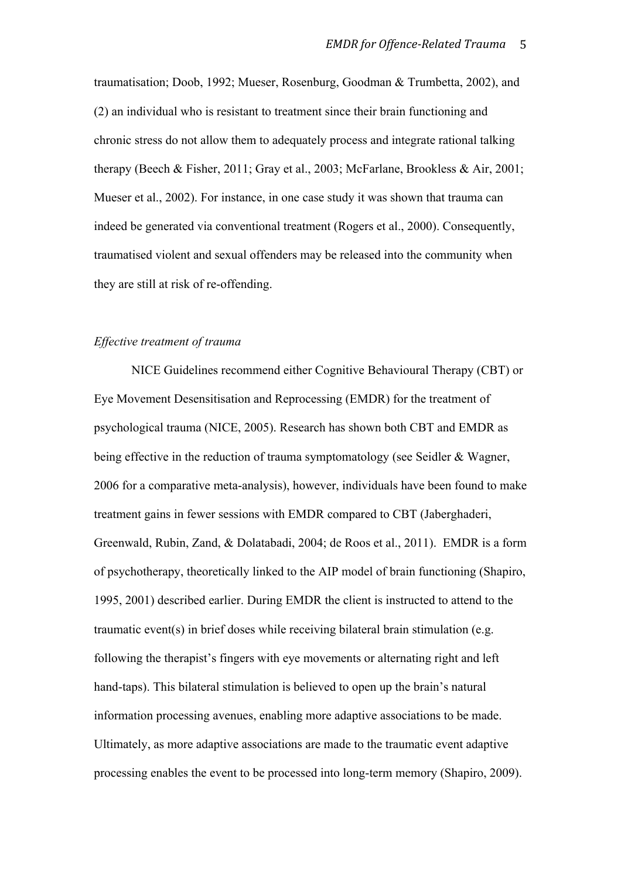traumatisation; Doob, 1992; Mueser, Rosenburg, Goodman & Trumbetta, 2002), and (2) an individual who is resistant to treatment since their brain functioning and chronic stress do not allow them to adequately process and integrate rational talking therapy (Beech & Fisher, 2011; Gray et al., 2003; McFarlane, Brookless & Air, 2001; Mueser et al., 2002). For instance, in one case study it was shown that trauma can indeed be generated via conventional treatment (Rogers et al., 2000). Consequently, traumatised violent and sexual offenders may be released into the community when they are still at risk of re-offending.

*Effective treatment of trauma*

NICE Guidelines recommend either Cognitive Behavioural Therapy (CBT) or Eye Movement Desensitisation and Reprocessing (EMDR) for the treatment of psychological trauma (NICE, 2005). Research has shown both CBT and EMDR as being effective in the reduction of trauma symptomatology (see Seidler & Wagner, 2006 for a comparative meta-analysis), however, individuals have been found to make treatment gains in fewer sessions with EMDR compared to CBT (Jaberghaderi, Greenwald, Rubin, Zand, & Dolatabadi, 2004; de Roos et al., 2011). EMDR is a form of psychotherapy, theoretically linked to the AIP model of brain functioning (Shapiro, 1995, 2001) described earlier. During EMDR the client is instructed to attend to the traumatic event(s) in brief doses while receiving bilateral brain stimulation (e.g. following the therapist's fingers with eye movements or alternating right and left hand-taps). This bilateral stimulation is believed to open up the brain's natural information processing avenues, enabling more adaptive associations to be made. Ultimately, as more adaptive associations are made to the traumatic event adaptive processing enables the event to be processed into long-term memory (Shapiro, 2009).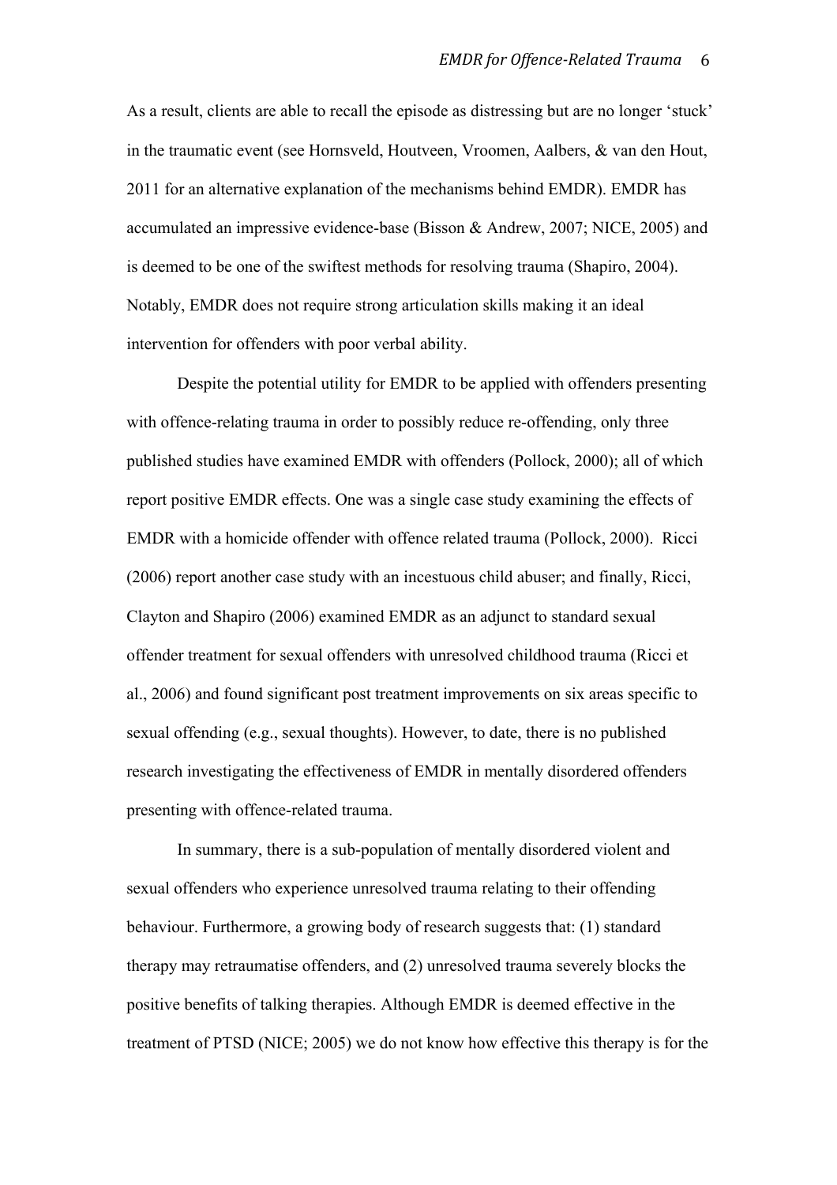As a result, clients are able to recall the episode as distressing but are no longer 'stuck' in the traumatic event (see Hornsveld, Houtveen, Vroomen, Aalbers, & van den Hout, 2011 for an alternative explanation of the mechanisms behind EMDR). EMDR has accumulated an impressive evidence-base (Bisson & Andrew, 2007; NICE, 2005) and is deemed to be one of the swiftest methods for resolving trauma (Shapiro, 2004). Notably, EMDR does not require strong articulation skills making it an ideal intervention for offenders with poor verbal ability.

Despite the potential utility for EMDR to be applied with offenders presenting with offence-relating trauma in order to possibly reduce re-offending, only three published studies have examined EMDR with offenders (Pollock, 2000); all of which report positive EMDR effects. One was a single case study examining the effects of EMDR with a homicide offender with offence related trauma (Pollock, 2000). Ricci (2006) report another case study with an incestuous child abuser; and finally, Ricci, Clayton and Shapiro (2006) examined EMDR as an adjunct to standard sexual offender treatment for sexual offenders with unresolved childhood trauma (Ricci et al., 2006) and found significant post treatment improvements on six areas specific to sexual offending (e.g., sexual thoughts). However, to date, there is no published research investigating the effectiveness of EMDR in mentally disordered offenders presenting with offence-related trauma.

In summary, there is a sub-population of mentally disordered violent and sexual offenders who experience unresolved trauma relating to their offending behaviour. Furthermore, a growing body of research suggests that: (1) standard therapy may retraumatise offenders, and (2) unresolved trauma severely blocks the positive benefits of talking therapies. Although EMDR is deemed effective in the treatment of PTSD (NICE; 2005) we do not know how effective this therapy is for the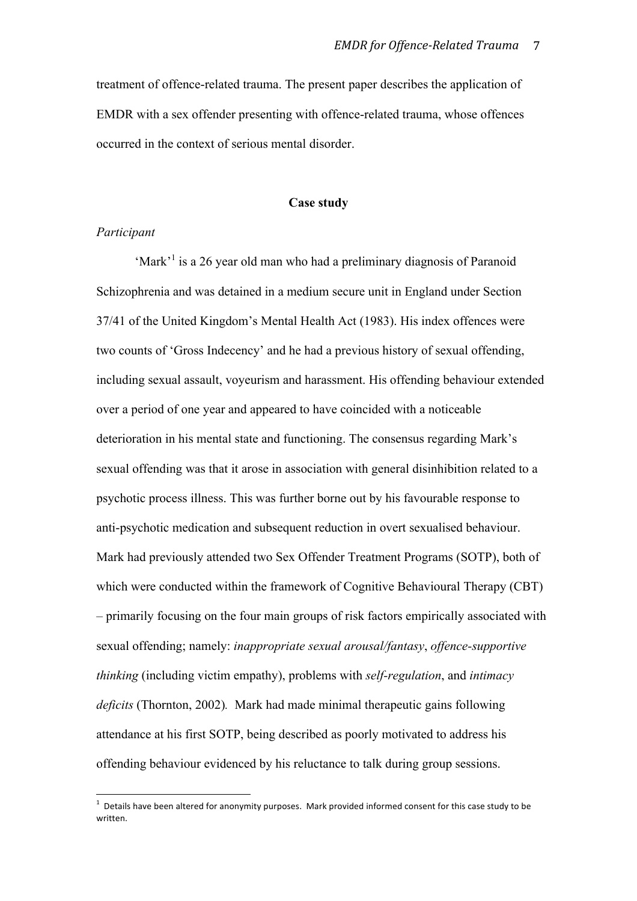treatment of offence-related trauma. The present paper describes the application of EMDR with a sex offender presenting with offence-related trauma, whose offences occurred in the context of serious mental disorder.

## Case study

### *Participant*

'Mark'[1] is a 26 year old man who had a preliminary diagnosis of Paranoid Schizophrenia and was detained in a medium secure unit in England under Section 37/41 of the United Kingdom's Mental Health Act (1983). His index offences were two counts of 'Gross Indecency' and he had a previous history of sexual offending, including sexual assault, voyeurism and harassment. His offending behaviour extended over a period of one year and appeared to have coincided with a noticeable deterioration in his mental state and functioning. The consensus regarding Mark's sexual offending was that it arose in association with general disinhibition related to a psychotic process illness. This was further borne out by his favourable response to anti-psychotic medication and subsequent reduction in overt sexualised behaviour. Mark had previously attended two Sex Offender Treatment Programs (SOTP), both of which were conducted within the framework of Cognitive Behavioural Therapy (CBT) – primarily focusing on the four main groups of risk factors empirically associated with sexual offending; namely: *inappropriate sexual arousal/fantasy*, *offence-supportive thinking* (including victim empathy), problems with *self-regulation*, and *intimacy deficits* (Thornton, 2002). Mark had made minimal therapeutic gains following attendance at his first SOTP, being described as poorly motivated to address his offending behaviour evidenced by his reluctance to talk during group sessions.

[1] Details have been altered for anonymity purposes. Mark provided informed consent for this case study to be written.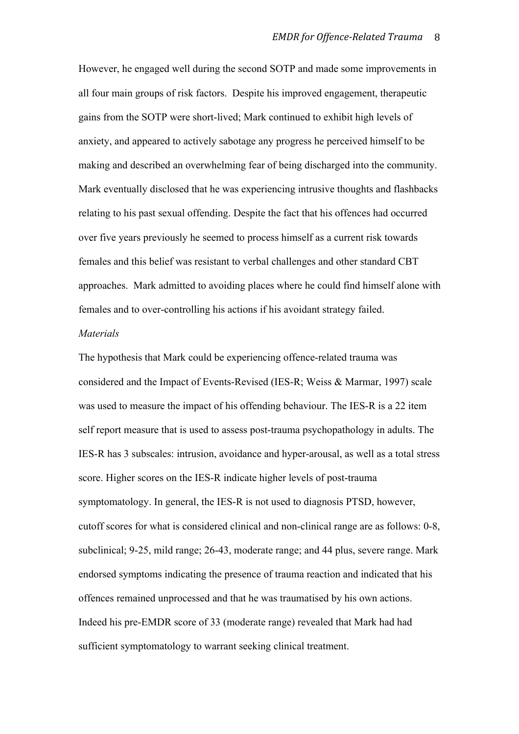However, he engaged well during the second SOTP and made some improvements in all four main groups of risk factors. Despite his improved engagement, therapeutic gains from the SOTP were short-lived; Mark continued to exhibit high levels of anxiety, and appeared to actively sabotage any progress he perceived himself to be making and described an overwhelming fear of being discharged into the community. Mark eventually disclosed that he was experiencing intrusive thoughts and flashbacks relating to his past sexual offending. Despite the fact that his offences had occurred over five years previously he seemed to process himself as a current risk towards females and this belief was resistant to verbal challenges and other standard CBT approaches. Mark admitted to avoiding places where he could find himself alone with females and to over-controlling his actions if his avoidant strategy failed.

*Materials*

The hypothesis that Mark could be experiencing offence-related trauma was considered and the Impact of Events-Revised (IES-R; Weiss & Marmar, 1997) scale was used to measure the impact of his offending behaviour. The IES-R is a 22 item self report measure that is used to assess post-trauma psychopathology in adults. The IES-R has 3 subscales: intrusion, avoidance and hyper-arousal, as well as a total stress score. Higher scores on the IES-R indicate higher levels of post-trauma symptomatology. In general, the IES-R is not used to diagnosis PTSD, however, cutoff scores for what is considered clinical and non-clinical range are as follows: 0-8, subclinical; 9-25, mild range; 26-43, moderate range; and 44 plus, severe range. Mark endorsed symptoms indicating the presence of trauma reaction and indicated that his offences remained unprocessed and that he was traumatised by his own actions. Indeed his pre-EMDR score of 33 (moderate range) revealed that Mark had had sufficient symptomatology to warrant seeking clinical treatment.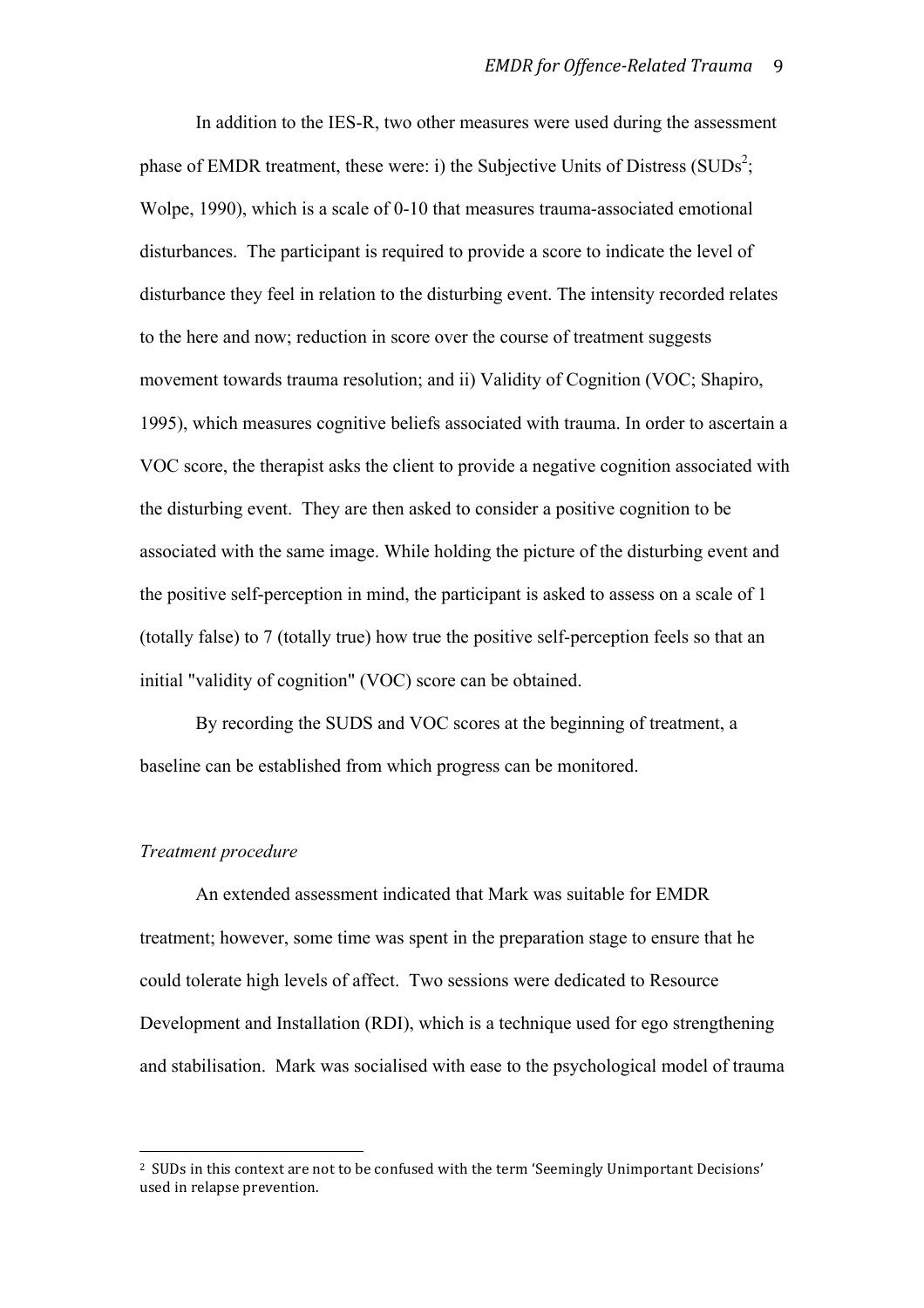In addition to the IES-R, two other measures were used during the assessment phase of EMDR treatment, these were: i) the Subjective Units of Distress (SUDs[2]; Wolpe, 1990), which is a scale of 0-10 that measures trauma-associated emotional disturbances. The participant is required to provide a score to indicate the level of disturbance they feel in relation to the disturbing event. The intensity recorded relates to the here and now; reduction in score over the course of treatment suggests movement towards trauma resolution; and ii) Validity of Cognition (VOC; Shapiro, 1995), which measures cognitive beliefs associated with trauma. In order to ascertain a VOC score, the therapist asks the client to provide a negative cognition associated with the disturbing event. They are then asked to consider a positive cognition to be associated with the same image. While holding the picture of the disturbing event and the positive self-perception in mind, the participant is asked to assess on a scale of 1 (totally false) to 7 (totally true) how true the positive self-perception feels so that an initial "validity of cognition" (VOC) score can be obtained.

By recording the SUDS and VOC scores at the beginning of treatment, a baseline can be established from which progress can be monitored.

*Treatment procedure*

An extended assessment indicated that Mark was suitable for EMDR treatment; however, some time was spent in the preparation stage to ensure that he could tolerate high levels of affect. Two sessions were dedicated to Resource Development and Installation (RDI), which is a technique used for ego strengthening and stabilisation. Mark was socialised with ease to the psychological model of trauma

---

[2] SUDs in this context are not to be confused with the term 'Seemingly Unimportant Decisions' used in relapse prevention.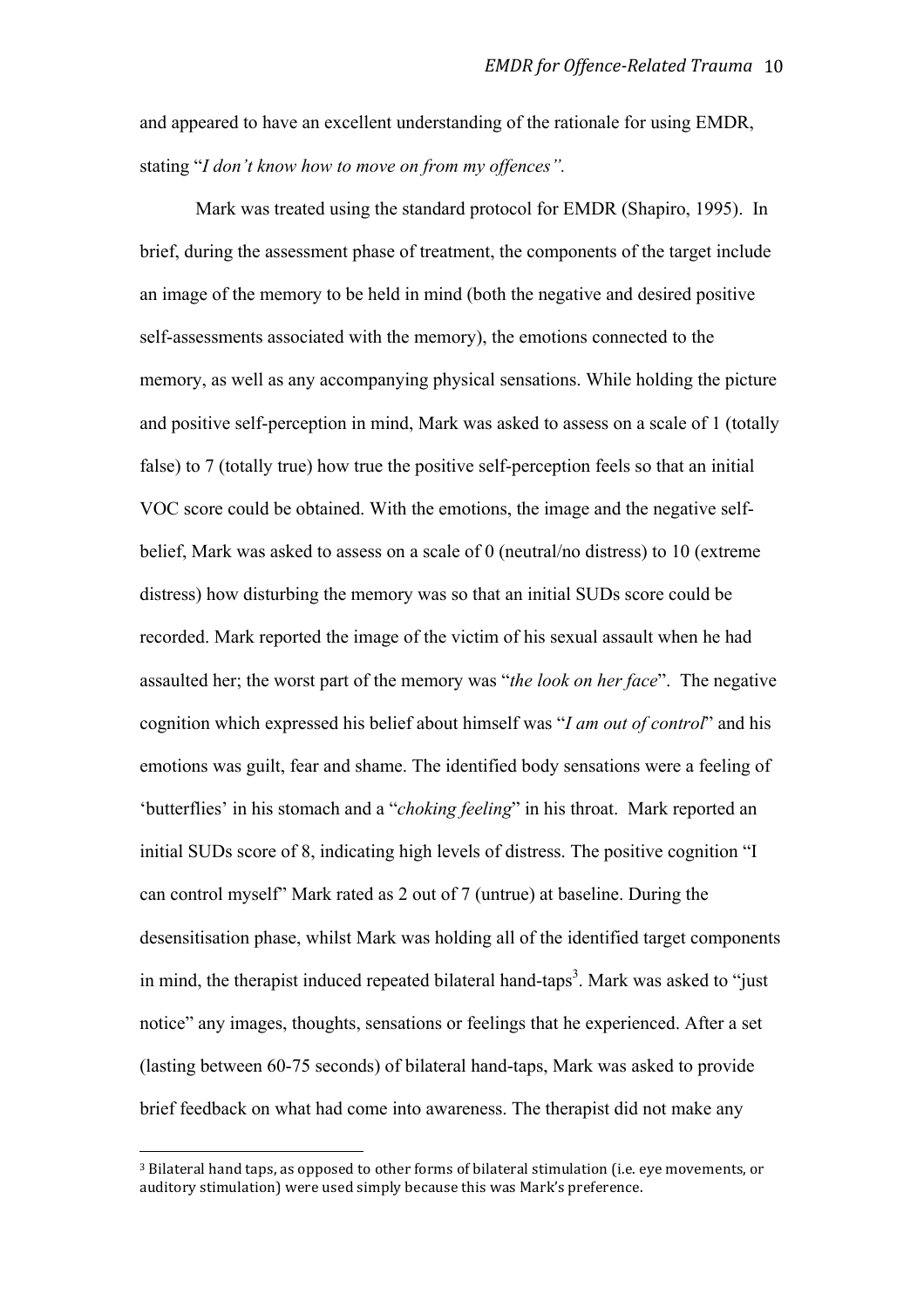and appeared to have an excellent understanding of the rationale for using EMDR, stating "*I don't know how to move on from my offences".*

Mark was treated using the standard protocol for EMDR (Shapiro, 1995). In brief, during the assessment phase of treatment, the components of the target include an image of the memory to be held in mind (both the negative and desired positive self-assessments associated with the memory), the emotions connected to the memory, as well as any accompanying physical sensations. While holding the picture and positive self-perception in mind, Mark was asked to assess on a scale of 1 (totally false) to 7 (totally true) how true the positive self-perception feels so that an initial VOC score could be obtained. With the emotions, the image and the negative self-belief, Mark was asked to assess on a scale of 0 (neutral/no distress) to 10 (extreme distress) how disturbing the memory was so that an initial SUDs score could be recorded. Mark reported the image of the victim of his sexual assault when he had assaulted her; the worst part of the memory was "*the look on her face*". The negative cognition which expressed his belief about himself was "*I am out of control*" and his emotions was guilt, fear and shame. The identified body sensations were a feeling of 'butterflies' in his stomach and a "*choking feeling*" in his throat. Mark reported an initial SUDs score of 8, indicating high levels of distress. The positive cognition "I can control myself" Mark rated as 2 out of 7 (untrue) at baseline. During the desensitisation phase, whilst Mark was holding all of the identified target components in mind, the therapist induced repeated bilateral hand-taps[3]. Mark was asked to "just notice" any images, thoughts, sensations or feelings that he experienced. After a set (lasting between 60-75 seconds) of bilateral hand-taps, Mark was asked to provide brief feedback on what had come into awareness. The therapist did not make any

[3] Bilateral hand taps, as opposed to other forms of bilateral stimulation (i.e. eye movements, or auditory stimulation) were used simply because this was Mark's preference.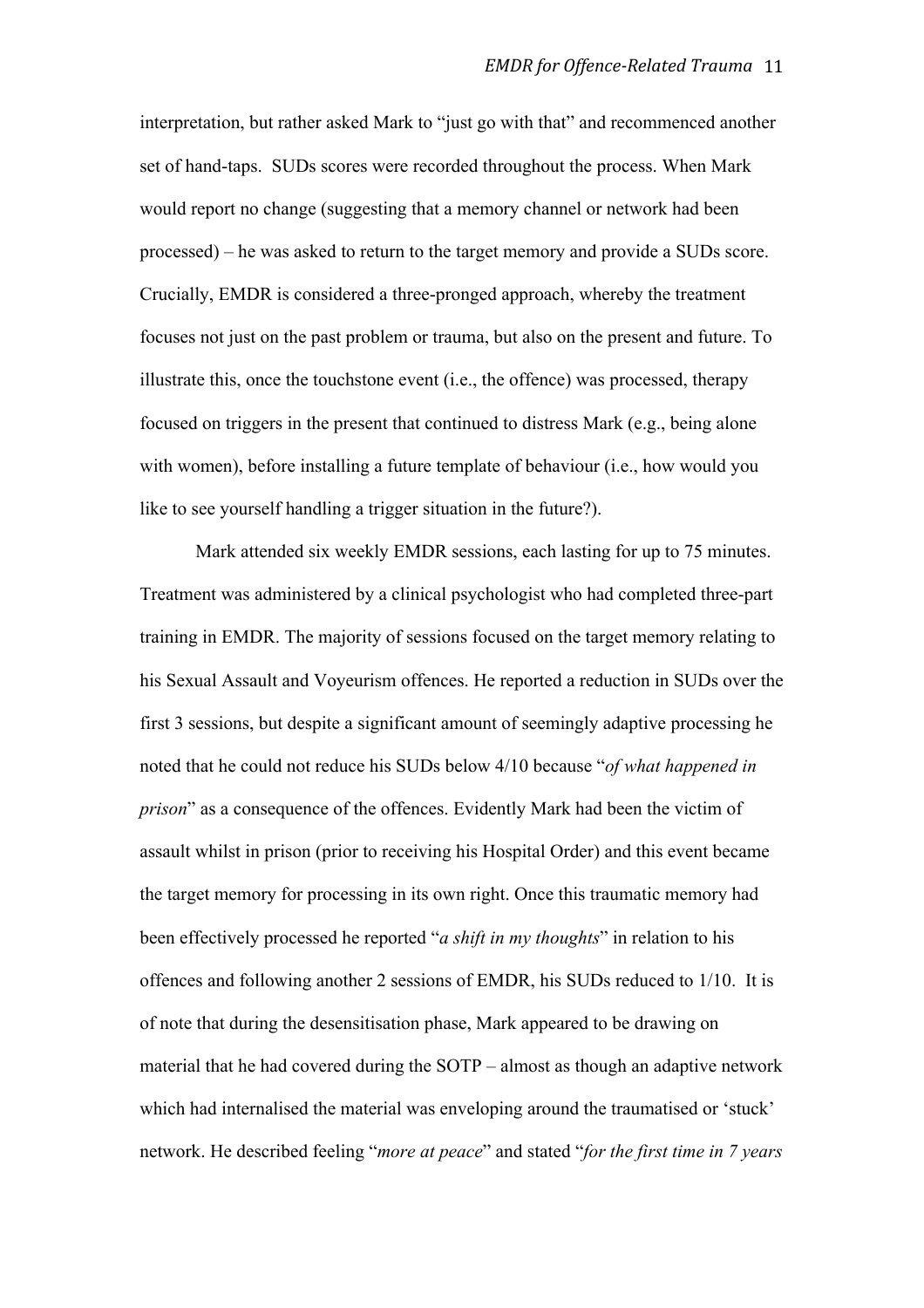interpretation, but rather asked Mark to "just go with that" and recommenced another set of hand-taps. SUDs scores were recorded throughout the process. When Mark would report no change (suggesting that a memory channel or network had been processed) – he was asked to return to the target memory and provide a SUDs score. Crucially, EMDR is considered a three-pronged approach, whereby the treatment focuses not just on the past problem or trauma, but also on the present and future. To illustrate this, once the touchstone event (i.e., the offence) was processed, therapy focused on triggers in the present that continued to distress Mark (e.g., being alone with women), before installing a future template of behaviour (i.e., how would you like to see yourself handling a trigger situation in the future?).

Mark attended six weekly EMDR sessions, each lasting for up to 75 minutes. Treatment was administered by a clinical psychologist who had completed three-part training in EMDR. The majority of sessions focused on the target memory relating to his Sexual Assault and Voyeurism offences. He reported a reduction in SUDs over the first 3 sessions, but despite a significant amount of seemingly adaptive processing he noted that he could not reduce his SUDs below 4/10 because "*of what happened in prison*" as a consequence of the offences. Evidently Mark had been the victim of assault whilst in prison (prior to receiving his Hospital Order) and this event became the target memory for processing in its own right. Once this traumatic memory had been effectively processed he reported "*a shift in my thoughts*" in relation to his offences and following another 2 sessions of EMDR, his SUDs reduced to 1/10. It is of note that during the desensitisation phase, Mark appeared to be drawing on material that he had covered during the SOTP – almost as though an adaptive network which had internalised the material was enveloping around the traumatised or 'stuck' network. He described feeling "*more at peace*" and stated "*for the first time in 7 years*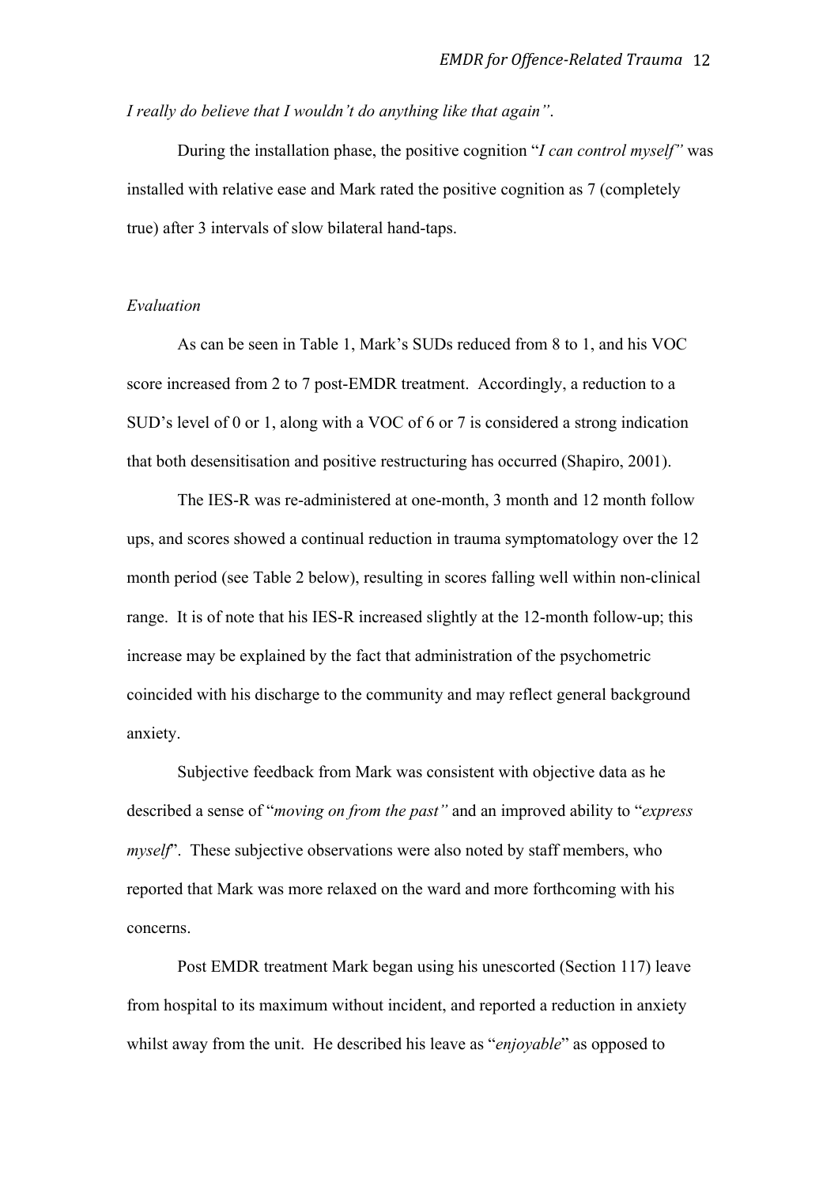*I really do believe that I wouldn't do anything like that again"*.

During the installation phase, the positive cognition "*I can control myself"* was installed with relative ease and Mark rated the positive cognition as 7 (completely true) after 3 intervals of slow bilateral hand-taps.

*Evaluation*

As can be seen in Table 1, Mark's SUDs reduced from 8 to 1, and his VOC score increased from 2 to 7 post-EMDR treatment. Accordingly, a reduction to a SUD's level of 0 or 1, along with a VOC of 6 or 7 is considered a strong indication that both desensitisation and positive restructuring has occurred (Shapiro, 2001).

The IES-R was re-administered at one-month, 3 month and 12 month follow ups, and scores showed a continual reduction in trauma symptomatology over the 12 month period (see Table 2 below), resulting in scores falling well within non-clinical range. It is of note that his IES-R increased slightly at the 12-month follow-up; this increase may be explained by the fact that administration of the psychometric coincided with his discharge to the community and may reflect general background anxiety.

Subjective feedback from Mark was consistent with objective data as he described a sense of "*moving on from the past"* and an improved ability to "*express myself*". These subjective observations were also noted by staff members, who reported that Mark was more relaxed on the ward and more forthcoming with his concerns.

Post EMDR treatment Mark began using his unescorted (Section 117) leave from hospital to its maximum without incident, and reported a reduction in anxiety whilst away from the unit. He described his leave as "*enjoyable*" as opposed to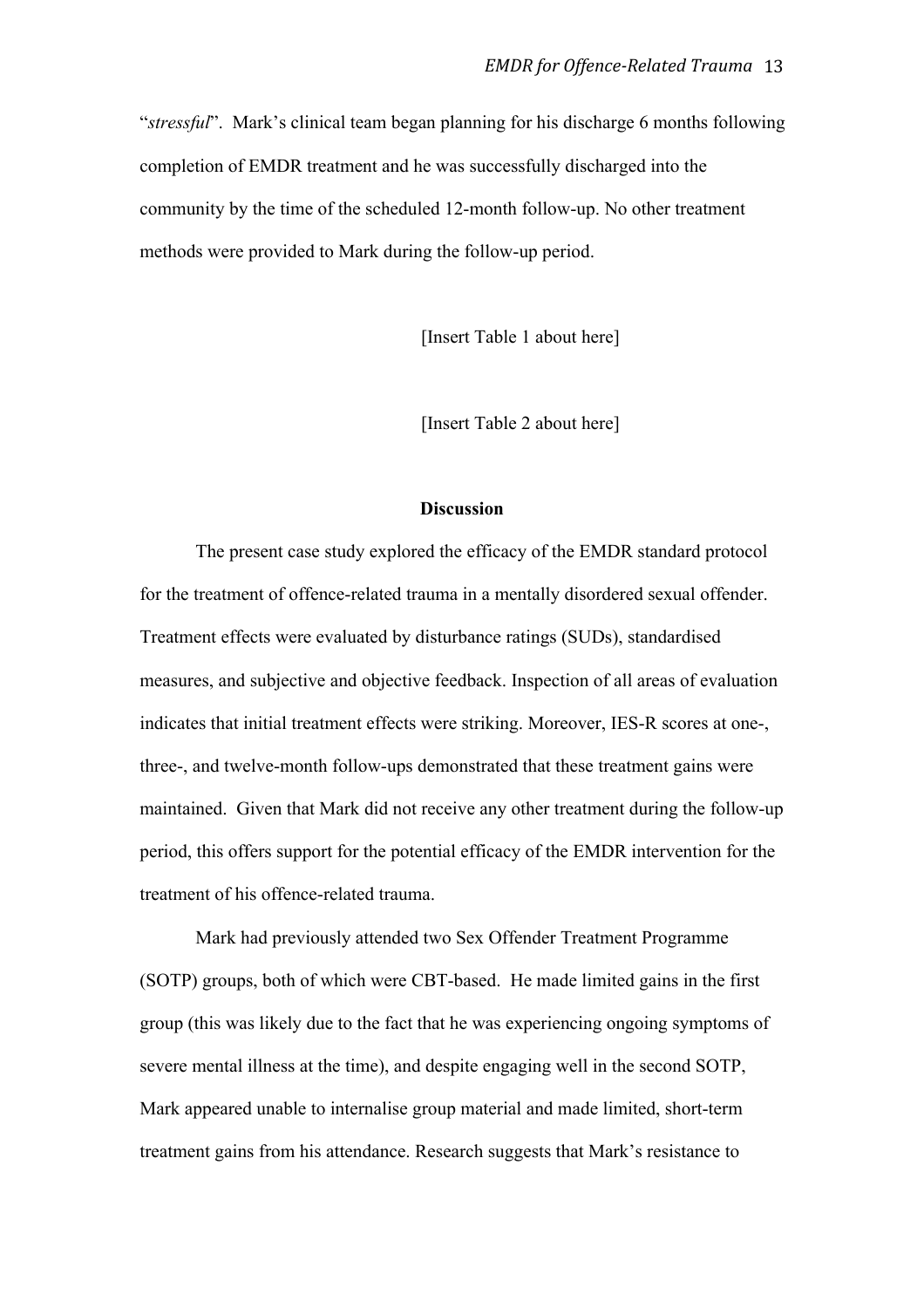"*stressful*". Mark's clinical team began planning for his discharge 6 months following completion of EMDR treatment and he was successfully discharged into the community by the time of the scheduled 12-month follow-up. No other treatment methods were provided to Mark during the follow-up period.

[Insert Table 1 about here]

[Insert Table 2 about here]

## Discussion

The present case study explored the efficacy of the EMDR standard protocol for the treatment of offence-related trauma in a mentally disordered sexual offender. Treatment effects were evaluated by disturbance ratings (SUDs), standardised measures, and subjective and objective feedback. Inspection of all areas of evaluation indicates that initial treatment effects were striking. Moreover, IES-R scores at one-, three-, and twelve-month follow-ups demonstrated that these treatment gains were maintained. Given that Mark did not receive any other treatment during the follow-up period, this offers support for the potential efficacy of the EMDR intervention for the treatment of his offence-related trauma.

Mark had previously attended two Sex Offender Treatment Programme (SOTP) groups, both of which were CBT-based. He made limited gains in the first group (this was likely due to the fact that he was experiencing ongoing symptoms of severe mental illness at the time), and despite engaging well in the second SOTP, Mark appeared unable to internalise group material and made limited, short-term treatment gains from his attendance. Research suggests that Mark's resistance to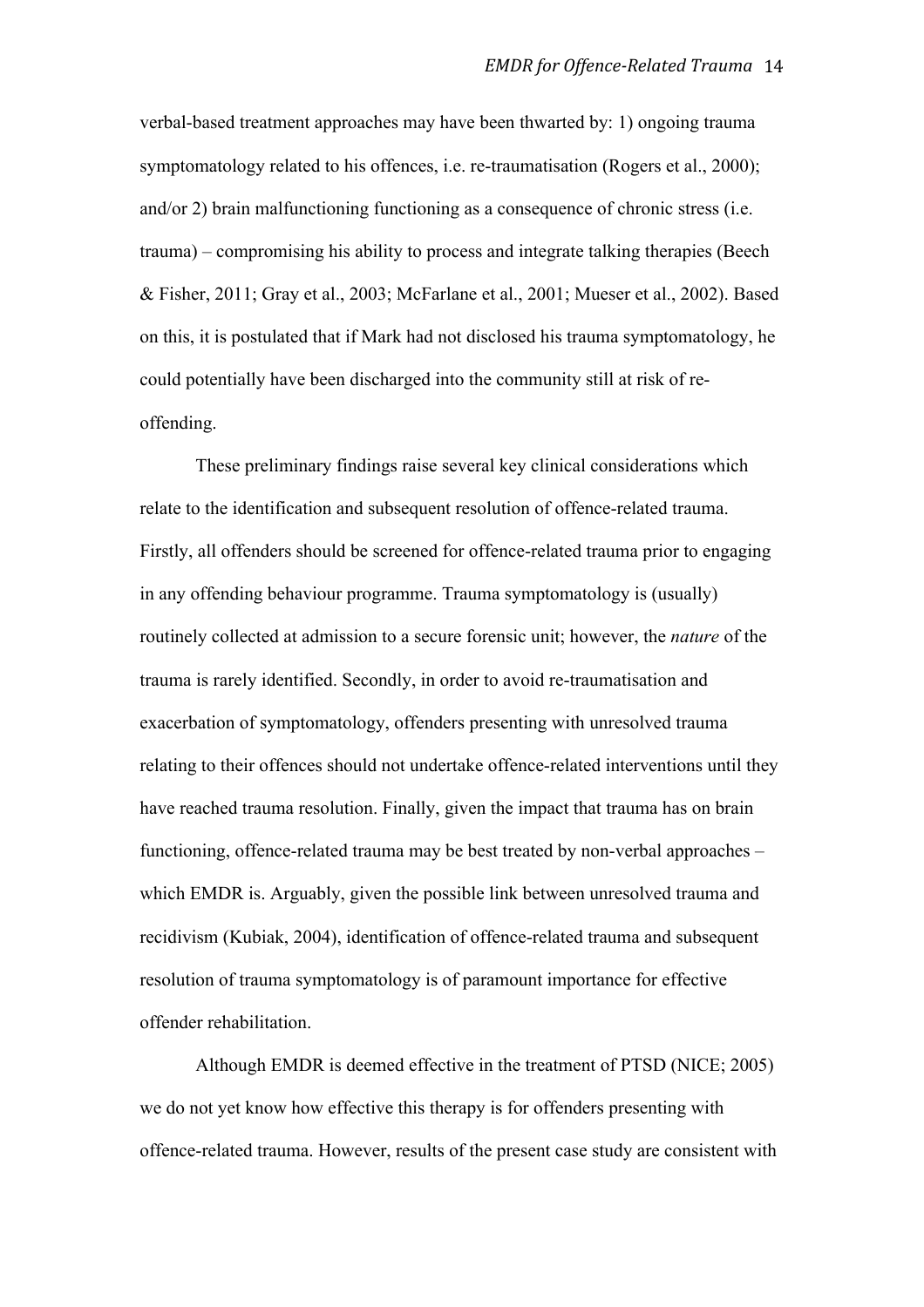verbal-based treatment approaches may have been thwarted by: 1) ongoing trauma symptomatology related to his offences, i.e. re-traumatisation (Rogers et al., 2000); and/or 2) brain malfunctioning functioning as a consequence of chronic stress (i.e. trauma) – compromising his ability to process and integrate talking therapies (Beech & Fisher, 2011; Gray et al., 2003; McFarlane et al., 2001; Mueser et al., 2002). Based on this, it is postulated that if Mark had not disclosed his trauma symptomatology, he could potentially have been discharged into the community still at risk of re-offending.

These preliminary findings raise several key clinical considerations which relate to the identification and subsequent resolution of offence-related trauma. Firstly, all offenders should be screened for offence-related trauma prior to engaging in any offending behaviour programme. Trauma symptomatology is (usually) routinely collected at admission to a secure forensic unit; however, the *nature* of the trauma is rarely identified. Secondly, in order to avoid re-traumatisation and exacerbation of symptomatology, offenders presenting with unresolved trauma relating to their offences should not undertake offence-related interventions until they have reached trauma resolution. Finally, given the impact that trauma has on brain functioning, offence-related trauma may be best treated by non-verbal approaches – which EMDR is. Arguably, given the possible link between unresolved trauma and recidivism (Kubiak, 2004), identification of offence-related trauma and subsequent resolution of trauma symptomatology is of paramount importance for effective offender rehabilitation.

Although EMDR is deemed effective in the treatment of PTSD (NICE; 2005) we do not yet know how effective this therapy is for offenders presenting with offence-related trauma. However, results of the present case study are consistent with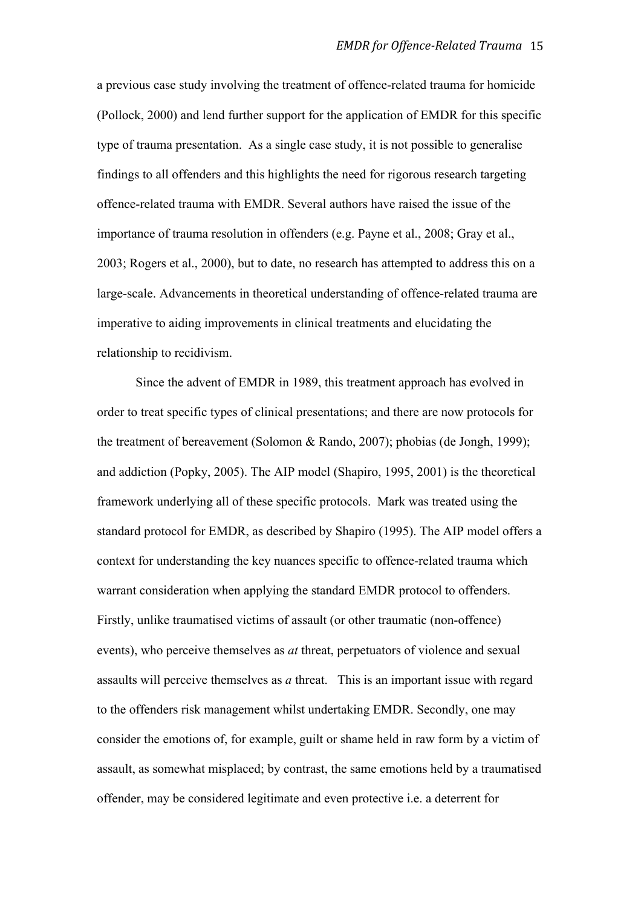a previous case study involving the treatment of offence-related trauma for homicide (Pollock, 2000) and lend further support for the application of EMDR for this specific type of trauma presentation. As a single case study, it is not possible to generalise findings to all offenders and this highlights the need for rigorous research targeting offence-related trauma with EMDR. Several authors have raised the issue of the importance of trauma resolution in offenders (e.g. Payne et al., 2008; Gray et al., 2003; Rogers et al., 2000), but to date, no research has attempted to address this on a large-scale. Advancements in theoretical understanding of offence-related trauma are imperative to aiding improvements in clinical treatments and elucidating the relationship to recidivism.

Since the advent of EMDR in 1989, this treatment approach has evolved in order to treat specific types of clinical presentations; and there are now protocols for the treatment of bereavement (Solomon & Rando, 2007); phobias (de Jongh, 1999); and addiction (Popky, 2005). The AIP model (Shapiro, 1995, 2001) is the theoretical framework underlying all of these specific protocols. Mark was treated using the standard protocol for EMDR, as described by Shapiro (1995). The AIP model offers a context for understanding the key nuances specific to offence-related trauma which warrant consideration when applying the standard EMDR protocol to offenders. Firstly, unlike traumatised victims of assault (or other traumatic (non-offence) events), who perceive themselves as *at* threat, perpetuators of violence and sexual assaults will perceive themselves as *a* threat. This is an important issue with regard to the offenders risk management whilst undertaking EMDR. Secondly, one may consider the emotions of, for example, guilt or shame held in raw form by a victim of assault, as somewhat misplaced; by contrast, the same emotions held by a traumatised offender, may be considered legitimate and even protective i.e. a deterrent for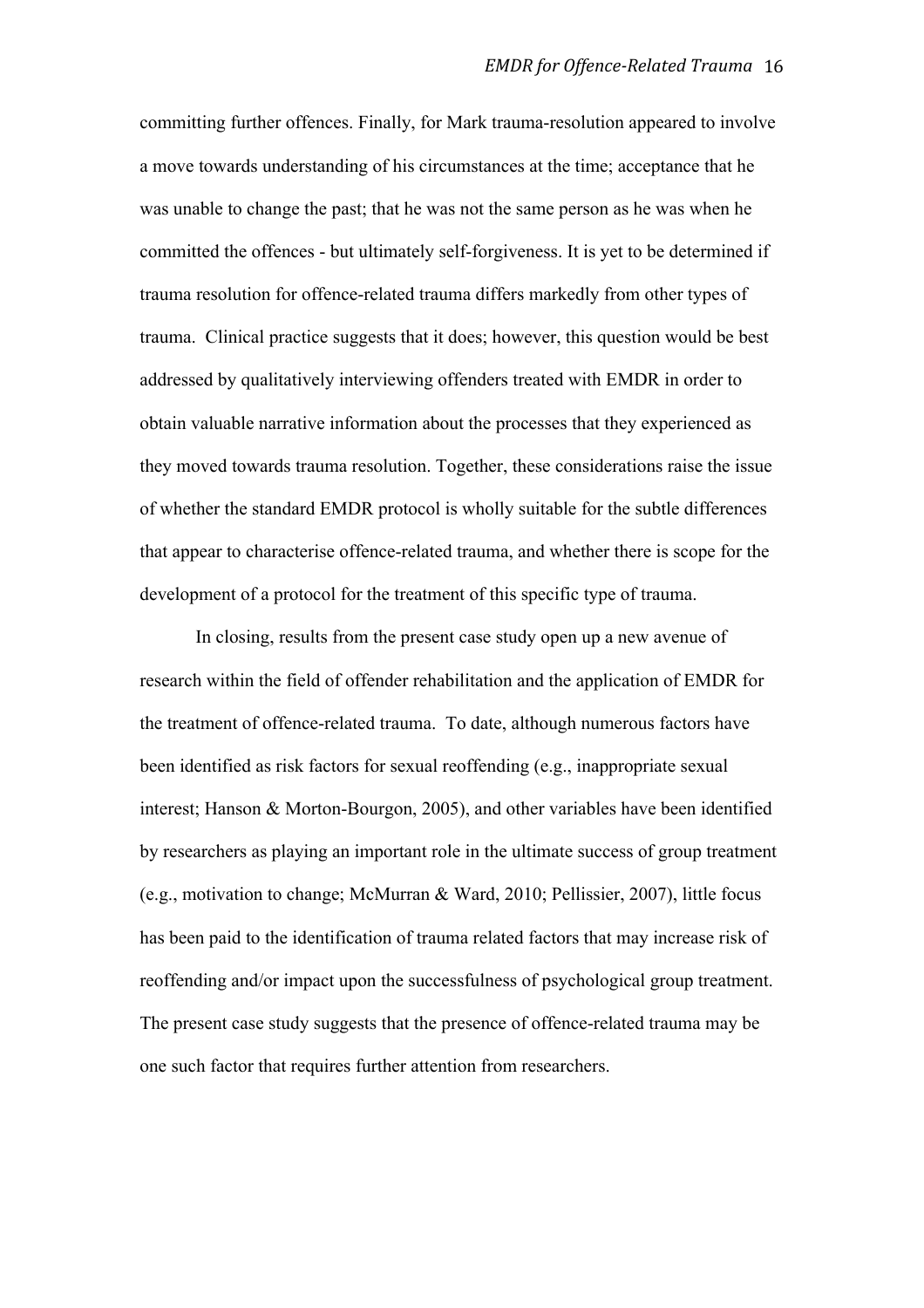committing further offences. Finally, for Mark trauma-resolution appeared to involve a move towards understanding of his circumstances at the time; acceptance that he was unable to change the past; that he was not the same person as he was when he committed the offences - but ultimately self-forgiveness. It is yet to be determined if trauma resolution for offence-related trauma differs markedly from other types of trauma. Clinical practice suggests that it does; however, this question would be best addressed by qualitatively interviewing offenders treated with EMDR in order to obtain valuable narrative information about the processes that they experienced as they moved towards trauma resolution. Together, these considerations raise the issue of whether the standard EMDR protocol is wholly suitable for the subtle differences that appear to characterise offence-related trauma, and whether there is scope for the development of a protocol for the treatment of this specific type of trauma.

In closing, results from the present case study open up a new avenue of research within the field of offender rehabilitation and the application of EMDR for the treatment of offence-related trauma. To date, although numerous factors have been identified as risk factors for sexual reoffending (e.g., inappropriate sexual interest; Hanson & Morton-Bourgon, 2005), and other variables have been identified by researchers as playing an important role in the ultimate success of group treatment (e.g., motivation to change; McMurran & Ward, 2010; Pellissier, 2007), little focus has been paid to the identification of trauma related factors that may increase risk of reoffending and/or impact upon the successfulness of psychological group treatment. The present case study suggests that the presence of offence-related trauma may be one such factor that requires further attention from researchers.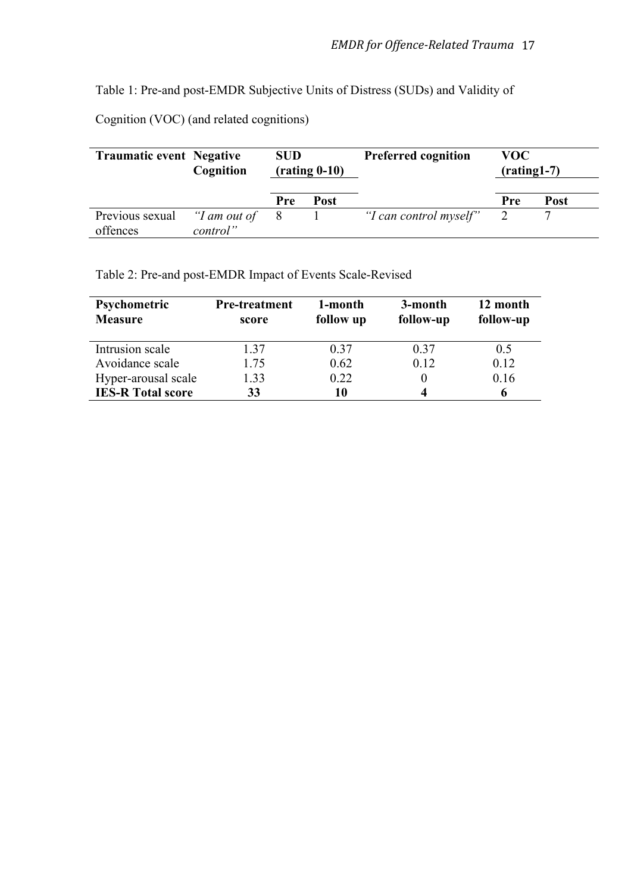Table 1: Pre-and post-EMDR Subjective Units of Distress (SUDs) and Validity of Cognition (VOC) (and related cognitions)

| **Traumatic event** | **Negative Cognition** | **SUD (rating 0-10)** | | **Preferred cognition** | **VOC (rating1-7)** | |
|---|---|---|---|---|---|---|
| | | **Pre** | **Post** | | **Pre** | **Post** |
| Previous sexual offences | *"I am out of control"* | 8 | 1 | *"I can control myself"* | 2 | 7 |

Table 2: Pre-and post-EMDR Impact of Events Scale-Revised

| **Psychometric Measure** | **Pre-treatment score** | **1-month follow up** | **3-month follow-up** | **12 month follow-up** |
|---|---|---|---|---|
| Intrusion scale | 1.37 | 0.37 | 0.37 | 0.5 |
| Avoidance scale | 1.75 | 0.62 | 0.12 | 0.12 |
| Hyper-arousal scale | 1.33 | 0.22 | 0 | 0.16 |
| **IES-R Total score** | **33** | **10** | **4** | **6** |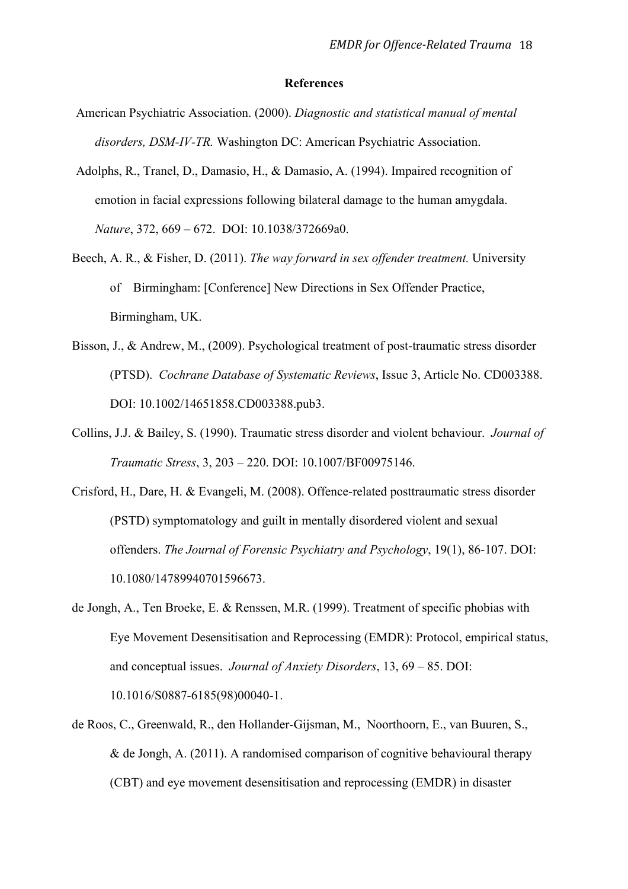# References

American Psychiatric Association. (2000). *Diagnostic and statistical manual of mental disorders, DSM-IV-TR.* Washington DC: American Psychiatric Association.

Adolphs, R., Tranel, D., Damasio, H., & Damasio, A. (1994). Impaired recognition of emotion in facial expressions following bilateral damage to the human amygdala. *Nature*, 372, 669 – 672. DOI: 10.1038/372669a0.

Beech, A. R., & Fisher, D. (2011). *The way forward in sex offender treatment.* University of Birmingham: [Conference] New Directions in Sex Offender Practice, Birmingham, UK.

Bisson, J., & Andrew, M., (2009). Psychological treatment of post-traumatic stress disorder (PTSD). *Cochrane Database of Systematic Reviews*, Issue 3, Article No. CD003388. DOI: 10.1002/14651858.CD003388.pub3.

Collins, J.J. & Bailey, S. (1990). Traumatic stress disorder and violent behaviour. *Journal of Traumatic Stress*, 3, 203 – 220. DOI: 10.1007/BF00975146.

Crisford, H., Dare, H. & Evangeli, M. (2008). Offence-related posttraumatic stress disorder (PSTD) symptomatology and guilt in mentally disordered violent and sexual offenders. *The Journal of Forensic Psychiatry and Psychology*, 19(1), 86-107. DOI: 10.1080/14789940701596673.

de Jongh, A., Ten Broeke, E. & Renssen, M.R. (1999). Treatment of specific phobias with Eye Movement Desensitisation and Reprocessing (EMDR): Protocol, empirical status, and conceptual issues. *Journal of Anxiety Disorders*, 13, 69 – 85. DOI: 10.1016/S0887-6185(98)00040-1.

de Roos, C., Greenwald, R., den Hollander-Gijsman, M., Noorthoorn, E., van Buuren, S., & de Jongh, A. (2011). A randomised comparison of cognitive behavioural therapy (CBT) and eye movement desensitisation and reprocessing (EMDR) in disaster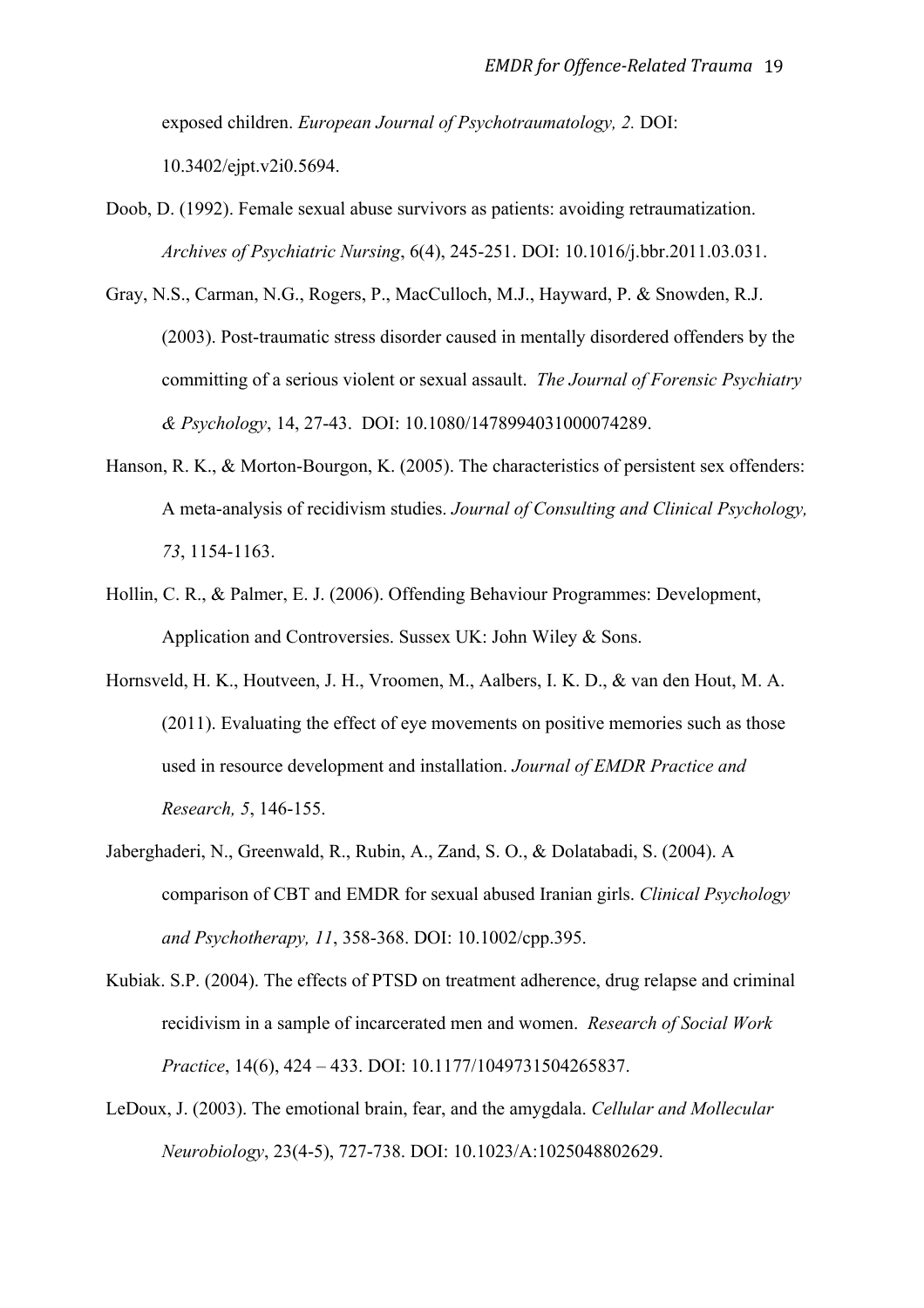exposed children. *European Journal of Psychotraumatology, 2.* DOI: 10.3402/ejpt.v2i0.5694.

Doob, D. (1992). Female sexual abuse survivors as patients: avoiding retraumatization. *Archives of Psychiatric Nursing*, 6(4), 245-251. DOI: 10.1016/j.bbr.2011.03.031.

Gray, N.S., Carman, N.G., Rogers, P., MacCulloch, M.J., Hayward, P. & Snowden, R.J. (2003). Post-traumatic stress disorder caused in mentally disordered offenders by the committing of a serious violent or sexual assault. *The Journal of Forensic Psychiatry & Psychology*, 14, 27-43. DOI: 10.1080/1478994031000074289.

Hanson, R. K., & Morton-Bourgon, K. (2005). The characteristics of persistent sex offenders: A meta-analysis of recidivism studies. *Journal of Consulting and Clinical Psychology, 73*, 1154-1163.

Hollin, C. R., & Palmer, E. J. (2006). Offending Behaviour Programmes: Development, Application and Controversies. Sussex UK: John Wiley & Sons.

Hornsveld, H. K., Houtveen, J. H., Vroomen, M., Aalbers, I. K. D., & van den Hout, M. A. (2011). Evaluating the effect of eye movements on positive memories such as those used in resource development and installation. *Journal of EMDR Practice and Research, 5*, 146-155.

Jaberghaderi, N., Greenwald, R., Rubin, A., Zand, S. O., & Dolatabadi, S. (2004). A comparison of CBT and EMDR for sexual abused Iranian girls. *Clinical Psychology and Psychotherapy, 11*, 358-368. DOI: 10.1002/cpp.395.

Kubiak. S.P. (2004). The effects of PTSD on treatment adherence, drug relapse and criminal recidivism in a sample of incarcerated men and women. *Research of Social Work Practice*, 14(6), 424 – 433. DOI: 10.1177/1049731504265837.

LeDoux, J. (2003). The emotional brain, fear, and the amygdala. *Cellular and Mollecular Neurobiology*, 23(4-5), 727-738. DOI: 10.1023/A:1025048802629.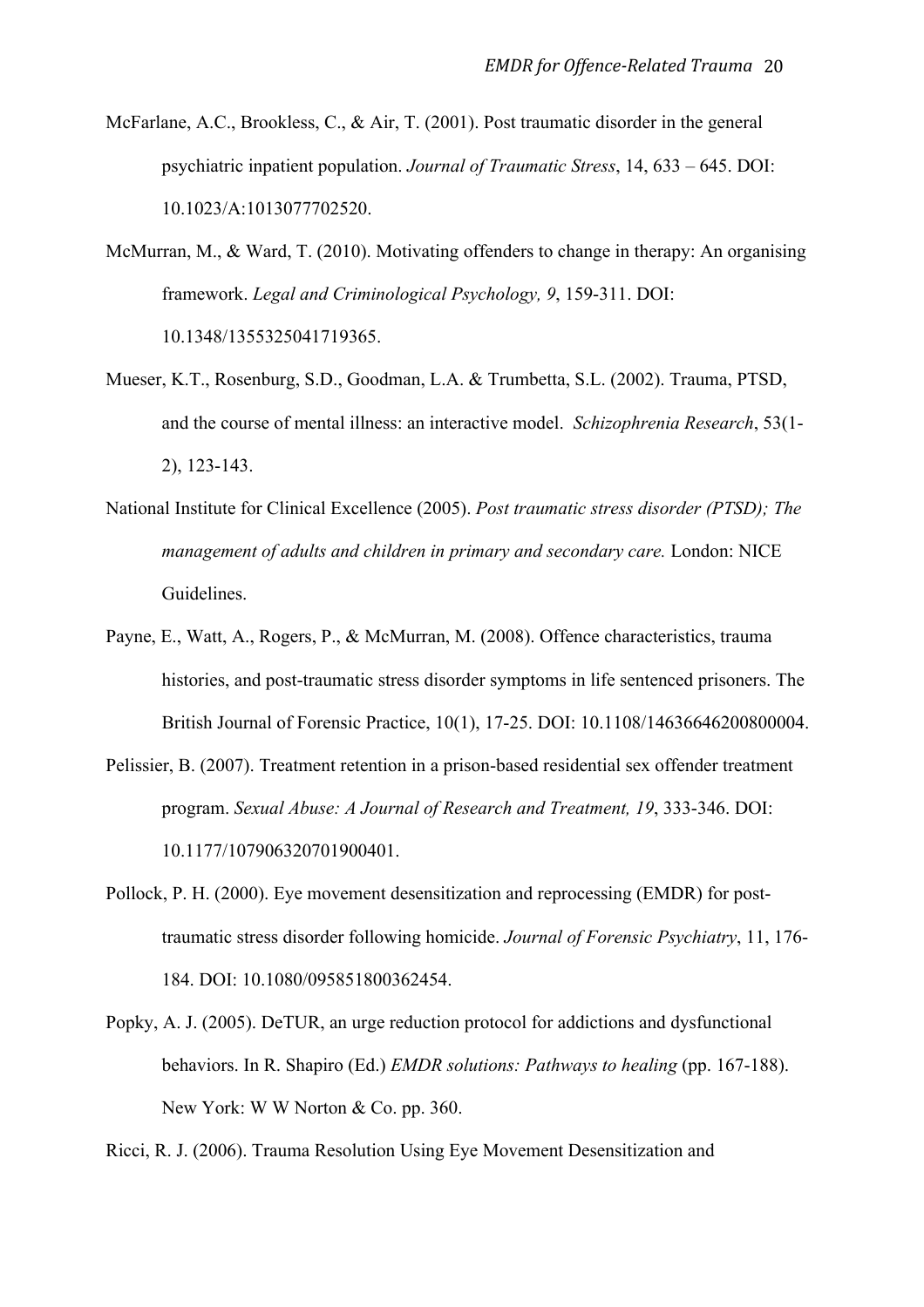McFarlane, A.C., Brookless, C., & Air, T. (2001). Post traumatic disorder in the general psychiatric inpatient population. *Journal of Traumatic Stress*, 14, 633 – 645. DOI: 10.1023/A:1013077702520.

McMurran, M., & Ward, T. (2010). Motivating offenders to change in therapy: An organising framework. *Legal and Criminological Psychology, 9*, 159-311. DOI: 10.1348/1355325041719365.

Mueser, K.T., Rosenburg, S.D., Goodman, L.A. & Trumbetta, S.L. (2002). Trauma, PTSD, and the course of mental illness: an interactive model. *Schizophrenia Research*, 53(1-2), 123-143.

National Institute for Clinical Excellence (2005). *Post traumatic stress disorder (PTSD); The management of adults and children in primary and secondary care.* London: NICE Guidelines.

Payne, E., Watt, A., Rogers, P., & McMurran, M. (2008). Offence characteristics, trauma histories, and post-traumatic stress disorder symptoms in life sentenced prisoners. The British Journal of Forensic Practice, 10(1), 17-25. DOI: 10.1108/14636646200800004.

Pelissier, B. (2007). Treatment retention in a prison-based residential sex offender treatment program. *Sexual Abuse: A Journal of Research and Treatment, 19*, 333-346. DOI: 10.1177/107906320701900401.

Pollock, P. H. (2000). Eye movement desensitization and reprocessing (EMDR) for post-traumatic stress disorder following homicide. *Journal of Forensic Psychiatry*, 11, 176-184. DOI: 10.1080/095851800362454.

Popky, A. J. (2005). DeTUR, an urge reduction protocol for addictions and dysfunctional behaviors. In R. Shapiro (Ed.) *EMDR solutions: Pathways to healing* (pp. 167-188). New York: W W Norton & Co. pp. 360.

Ricci, R. J. (2006). Trauma Resolution Using Eye Movement Desensitization and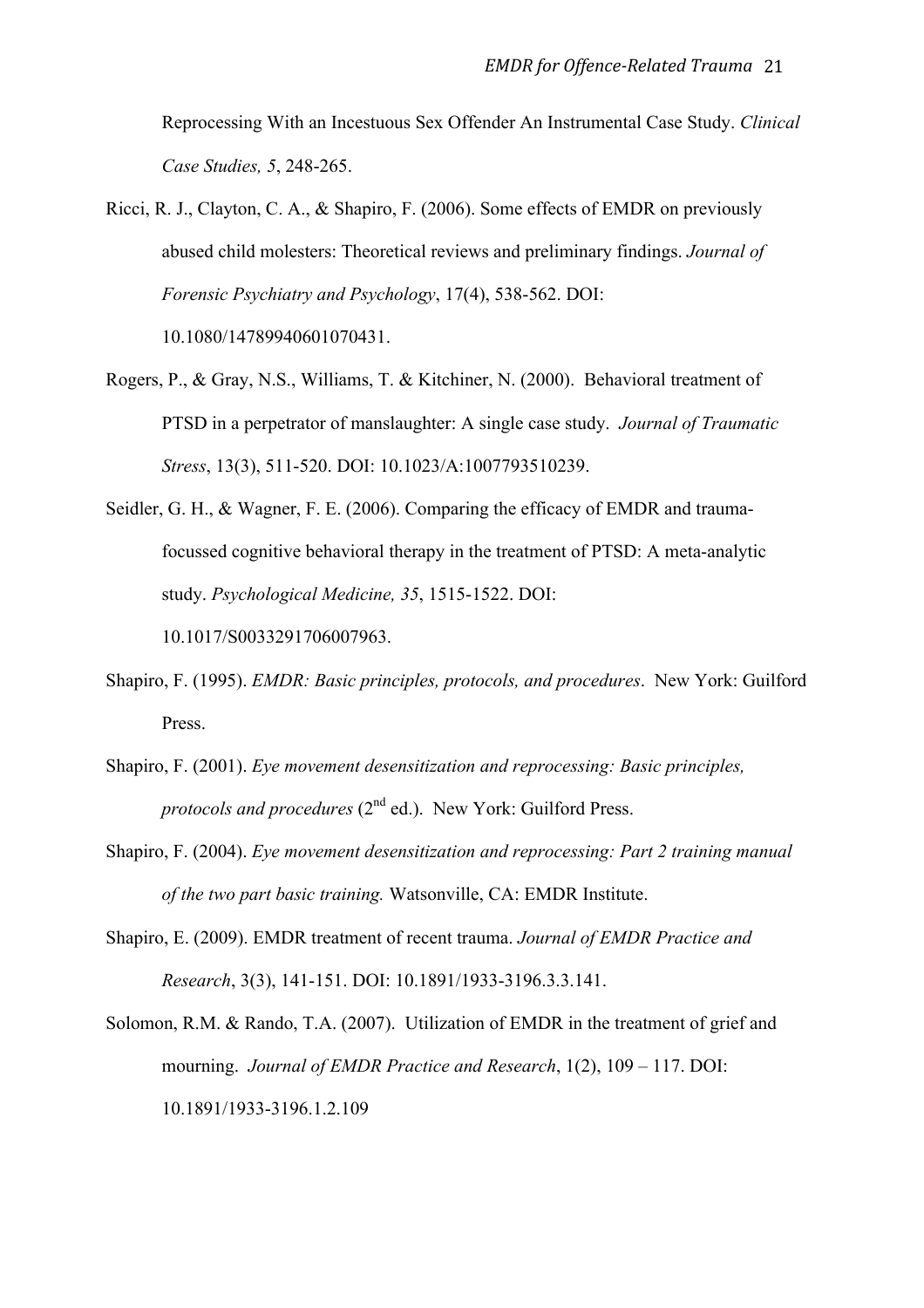Reprocessing With an Incestuous Sex Offender An Instrumental Case Study. *Clinical Case Studies, 5*, 248-265.

Ricci, R. J., Clayton, C. A., & Shapiro, F. (2006). Some effects of EMDR on previously abused child molesters: Theoretical reviews and preliminary findings. *Journal of Forensic Psychiatry and Psychology*, 17(4), 538-562. DOI: 10.1080/14789940601070431.

Rogers, P., & Gray, N.S., Williams, T. & Kitchiner, N. (2000). Behavioral treatment of PTSD in a perpetrator of manslaughter: A single case study. *Journal of Traumatic Stress*, 13(3), 511-520. DOI: 10.1023/A:1007793510239.

Seidler, G. H., & Wagner, F. E. (2006). Comparing the efficacy of EMDR and trauma-focussed cognitive behavioral therapy in the treatment of PTSD: A meta-analytic study. *Psychological Medicine, 35*, 1515-1522. DOI: 10.1017/S0033291706007963.

Shapiro, F. (1995). *EMDR: Basic principles, protocols, and procedures*. New York: Guilford Press.

Shapiro, F. (2001). *Eye movement desensitization and reprocessing: Basic principles, protocols and procedures* (2nd ed.). New York: Guilford Press.

Shapiro, F. (2004). *Eye movement desensitization and reprocessing: Part 2 training manual of the two part basic training.* Watsonville, CA: EMDR Institute.

Shapiro, E. (2009). EMDR treatment of recent trauma. *Journal of EMDR Practice and Research*, 3(3), 141-151. DOI: 10.1891/1933-3196.3.3.141.

Solomon, R.M. & Rando, T.A. (2007). Utilization of EMDR in the treatment of grief and mourning. *Journal of EMDR Practice and Research*, 1(2), 109 – 117. DOI: 10.1891/1933-3196.1.2.109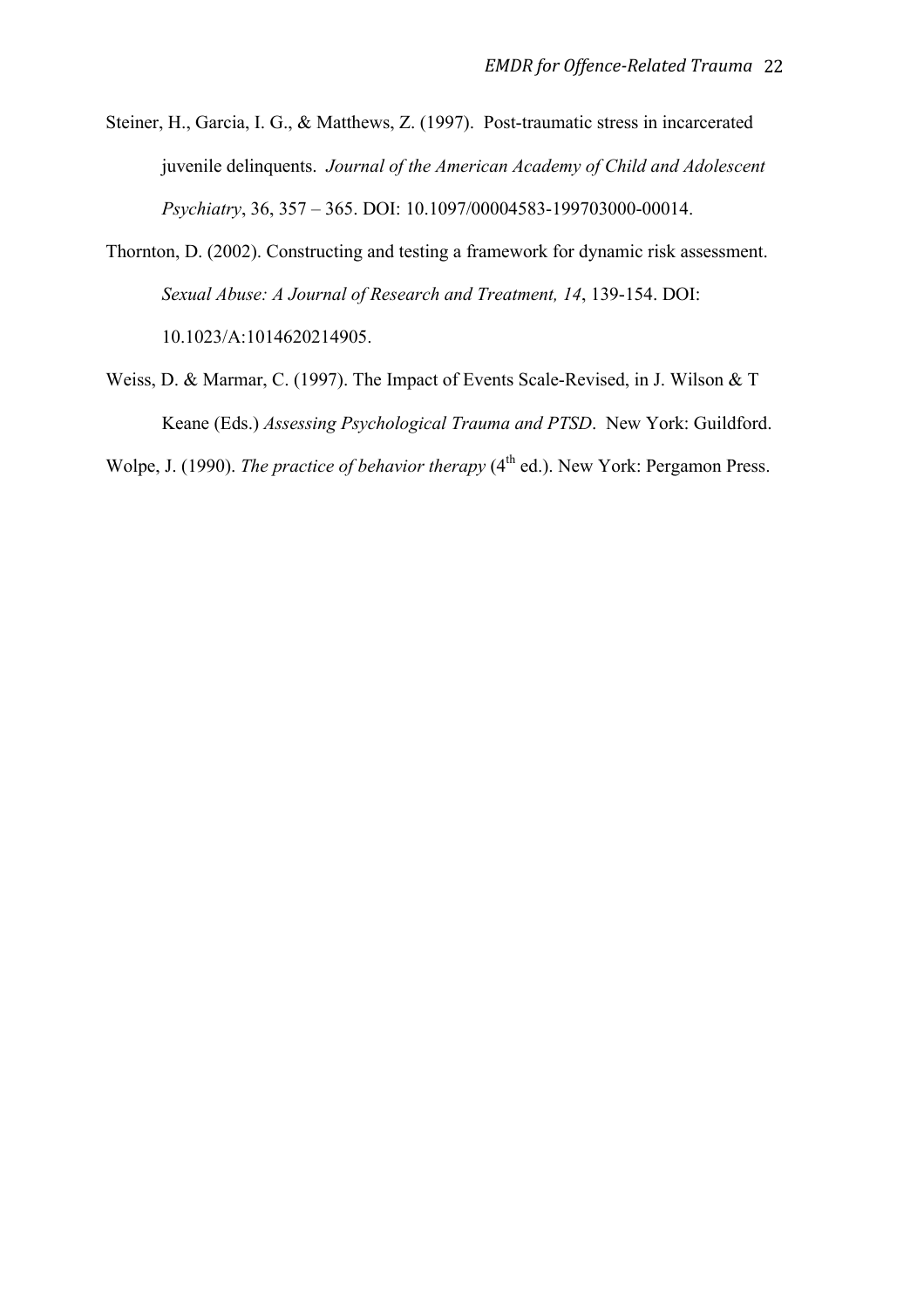Steiner, H., Garcia, I. G., & Matthews, Z. (1997). Post-traumatic stress in incarcerated juvenile delinquents. *Journal of the American Academy of Child and Adolescent Psychiatry*, 36, 357 – 365. DOI: 10.1097/00004583-199703000-00014.

Thornton, D. (2002). Constructing and testing a framework for dynamic risk assessment. *Sexual Abuse: A Journal of Research and Treatment, 14*, 139-154. DOI: 10.1023/A:1014620214905.

Weiss, D. & Marmar, C. (1997). The Impact of Events Scale-Revised, in J. Wilson & T Keane (Eds.) *Assessing Psychological Trauma and PTSD*. New York: Guildford.

Wolpe, J. (1990). *The practice of behavior therapy* (4th ed.). New York: Pergamon Press.